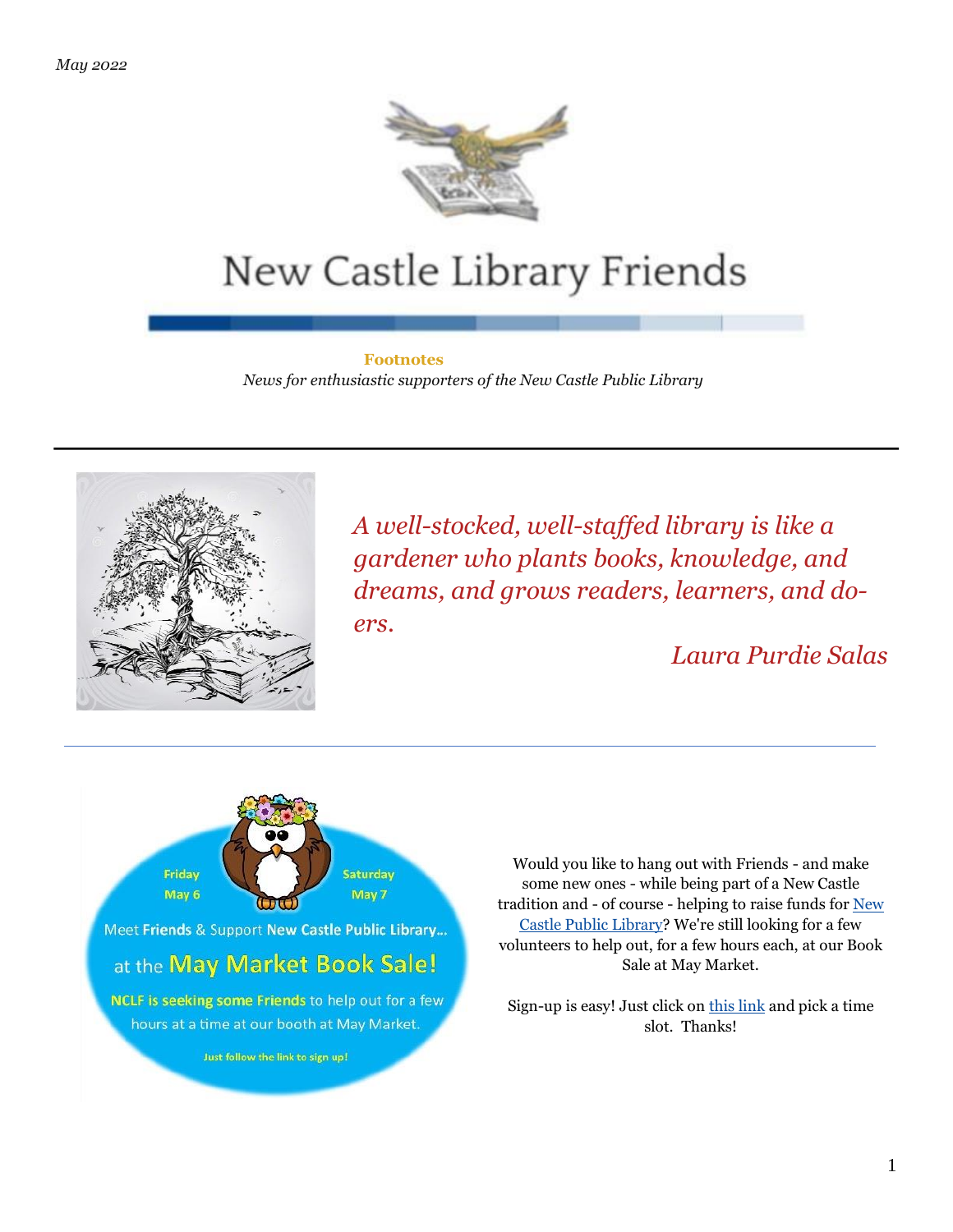*May 2022*

# New Castle Library Friends

**Footnotes**

*News for enthusiastic supporters of the New Castle Public Library*

---

*A well-stocked, well-staffed library is like a gardener who plants books, knowledge, and dreams, and grows readers, learners, and do-ers.*

*Laura Purdie Salas*

---

Friday May 6 — Saturday May 7

Meet **Friends** & Support **New Castle Public Library**...

at the **May Market Book Sale!**

**NCLF is seeking some Friends** to help out for a few hours at a time at our booth at May Market.

Just follow the link to sign up!

Would you like to hang out with Friends - and make some new ones - while being part of a New Castle tradition and - of course - helping to raise funds for New Castle Public Library? We're still looking for a few volunteers to help out, for a few hours each, at our Book Sale at May Market.

Sign-up is easy! Just click on this link and pick a time slot. Thanks!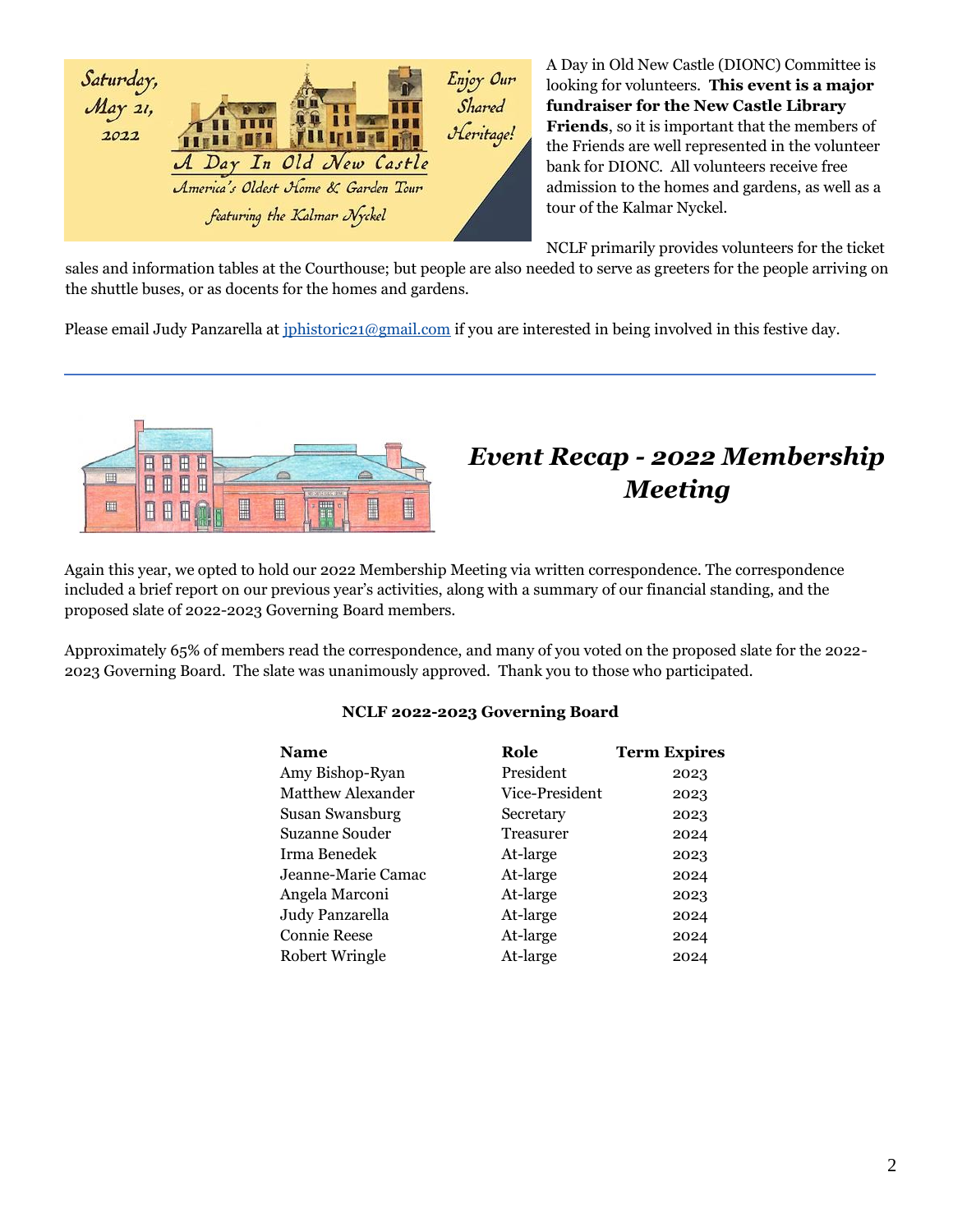A Day in Old New Castle (DIONC) Committee is looking for volunteers. **This event is a major fundraiser for the New Castle Library Friends**, so it is important that the members of the Friends are well represented in the volunteer bank for DIONC. All volunteers receive free admission to the homes and gardens, as well as a tour of the Kalmar Nyckel.

NCLF primarily provides volunteers for the ticket sales and information tables at the Courthouse; but people are also needed to serve as greeters for the people arriving on the shuttle buses, or as docents for the homes and gardens.

Please email Judy Panzarella at jphistoric21@gmail.com if you are interested in being involved in this festive day.

---

## *Event Recap - 2022 Membership Meeting*

Again this year, we opted to hold our 2022 Membership Meeting via written correspondence. The correspondence included a brief report on our previous year's activities, along with a summary of our financial standing, and the proposed slate of 2022-2023 Governing Board members.

Approximately 65% of members read the correspondence, and many of you voted on the proposed slate for the 2022-2023 Governing Board. The slate was unanimously approved. Thank you to those who participated.

**NCLF 2022-2023 Governing Board**

| Name | Role | Term Expires |
|---|---|---|
| Amy Bishop-Ryan | President | 2023 |
| Matthew Alexander | Vice-President | 2023 |
| Susan Swansburg | Secretary | 2023 |
| Suzanne Souder | Treasurer | 2024 |
| Irma Benedek | At-large | 2023 |
| Jeanne-Marie Camac | At-large | 2024 |
| Angela Marconi | At-large | 2023 |
| Judy Panzarella | At-large | 2024 |
| Connie Reese | At-large | 2024 |
| Robert Wringle | At-large | 2024 |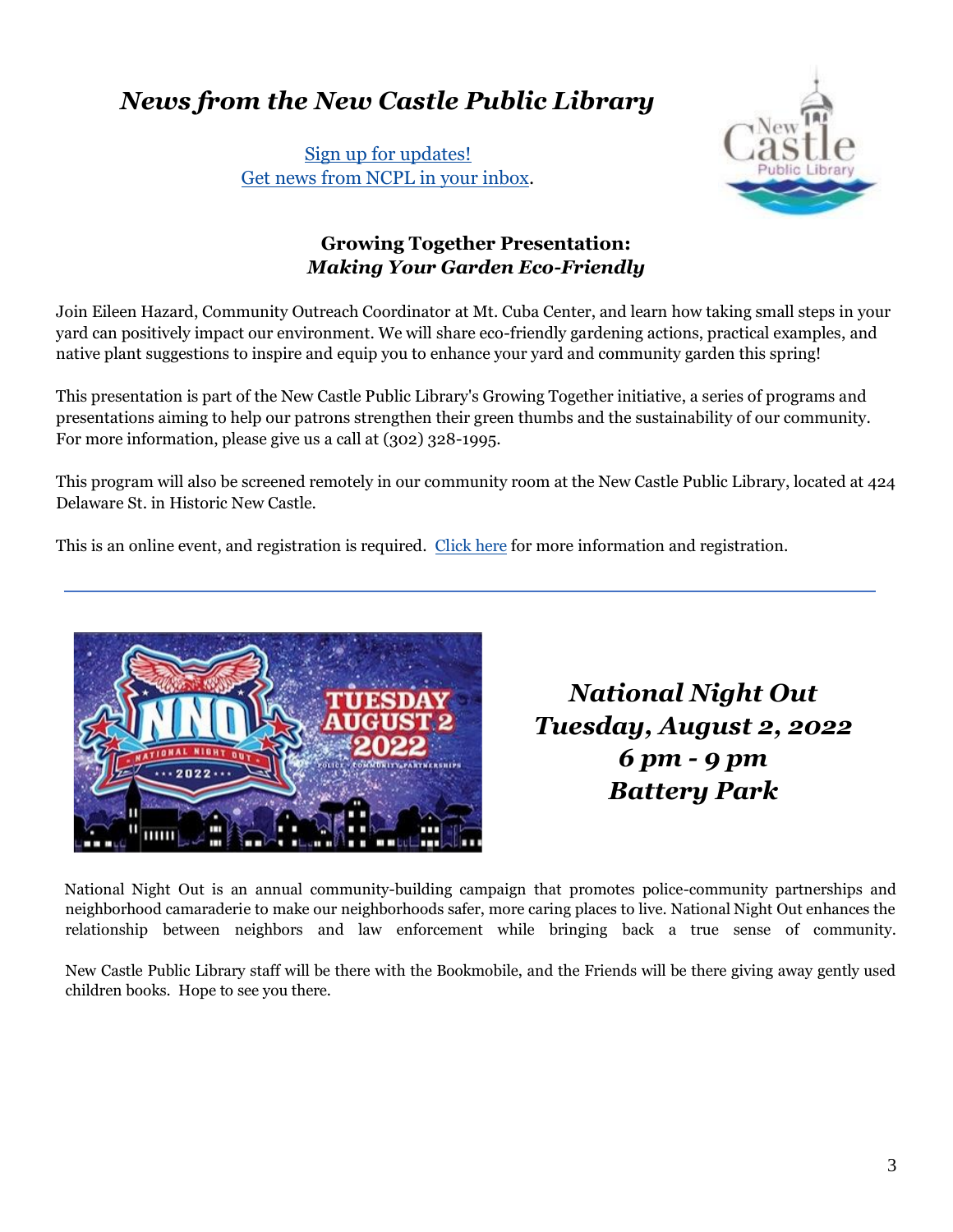# *News from the New Castle Public Library*

[Sign up for updates!](#)
[Get news from NCPL in your inbox](#).

## **Growing Together Presentation:** ***Making Your Garden Eco-Friendly***

Join Eileen Hazard, Community Outreach Coordinator at Mt. Cuba Center, and learn how taking small steps in your yard can positively impact our environment. We will share eco-friendly gardening actions, practical examples, and native plant suggestions to inspire and equip you to enhance your yard and community garden this spring!

This presentation is part of the New Castle Public Library's Growing Together initiative, a series of programs and presentations aiming to help our patrons strengthen their green thumbs and the sustainability of our community. For more information, please give us a call at (302) 328-1995.

This program will also be screened remotely in our community room at the New Castle Public Library, located at 424 Delaware St. in Historic New Castle.

This is an online event, and registration is required. [Click here](#) for more information and registration.

---

## *National Night Out*
## *Tuesday, August 2, 2022*
## *6 pm - 9 pm*
## *Battery Park*

National Night Out is an annual community-building campaign that promotes police-community partnerships and neighborhood camaraderie to make our neighborhoods safer, more caring places to live. National Night Out enhances the relationship between neighbors and law enforcement while bringing back a true sense of community.

New Castle Public Library staff will be there with the Bookmobile, and the Friends will be there giving away gently used children books. Hope to see you there.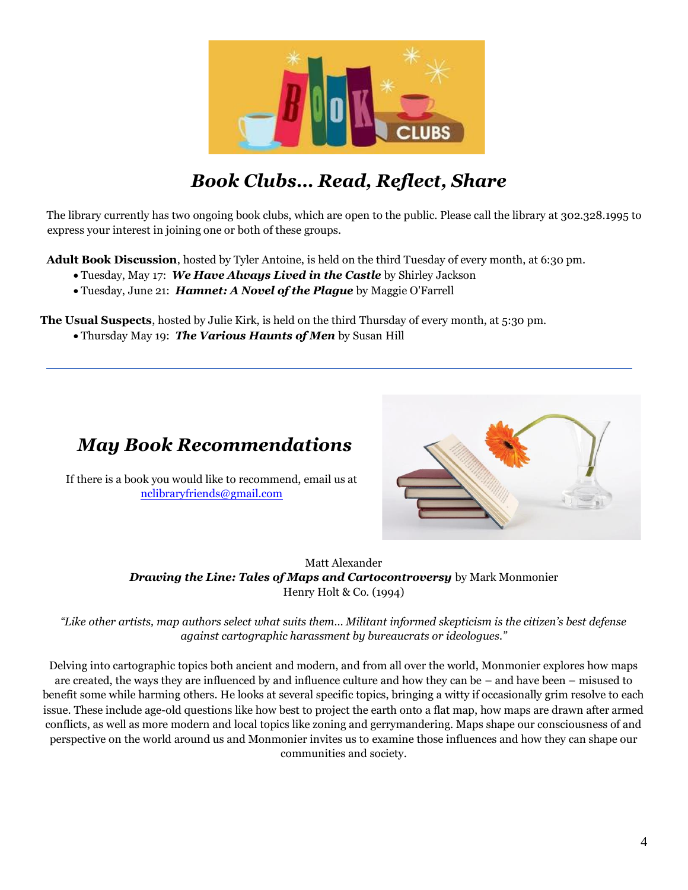# *Book Clubs… Read, Reflect, Share*

The library currently has two ongoing book clubs, which are open to the public. Please call the library at 302.328.1995 to express your interest in joining one or both of these groups.

**Adult Book Discussion**, hosted by Tyler Antoine, is held on the third Tuesday of every month, at 6:30 pm.

- Tuesday, May 17: ***We Have Always Lived in the Castle*** by Shirley Jackson
- Tuesday, June 21: ***Hamnet: A Novel of the Plague*** by Maggie O'Farrell

**The Usual Suspects**, hosted by Julie Kirk, is held on the third Thursday of every month, at 5:30 pm.

- Thursday May 19: ***The Various Haunts of Men*** by Susan Hill

---

# *May Book Recommendations*

If there is a book you would like to recommend, email us at nclibraryfriends@gmail.com

Matt Alexander
***Drawing the Line: Tales of Maps and Cartocontroversy*** by Mark Monmonier
Henry Holt & Co. (1994)

*"Like other artists, map authors select what suits them… Militant informed skepticism is the citizen's best defense against cartographic harassment by bureaucrats or ideologues."*

Delving into cartographic topics both ancient and modern, and from all over the world, Monmonier explores how maps are created, the ways they are influenced by and influence culture and how they can be – and have been – misused to benefit some while harming others. He looks at several specific topics, bringing a witty if occasionally grim resolve to each issue. These include age-old questions like how best to project the earth onto a flat map, how maps are drawn after armed conflicts, as well as more modern and local topics like zoning and gerrymandering. Maps shape our consciousness of and perspective on the world around us and Monmonier invites us to examine those influences and how they can shape our communities and society.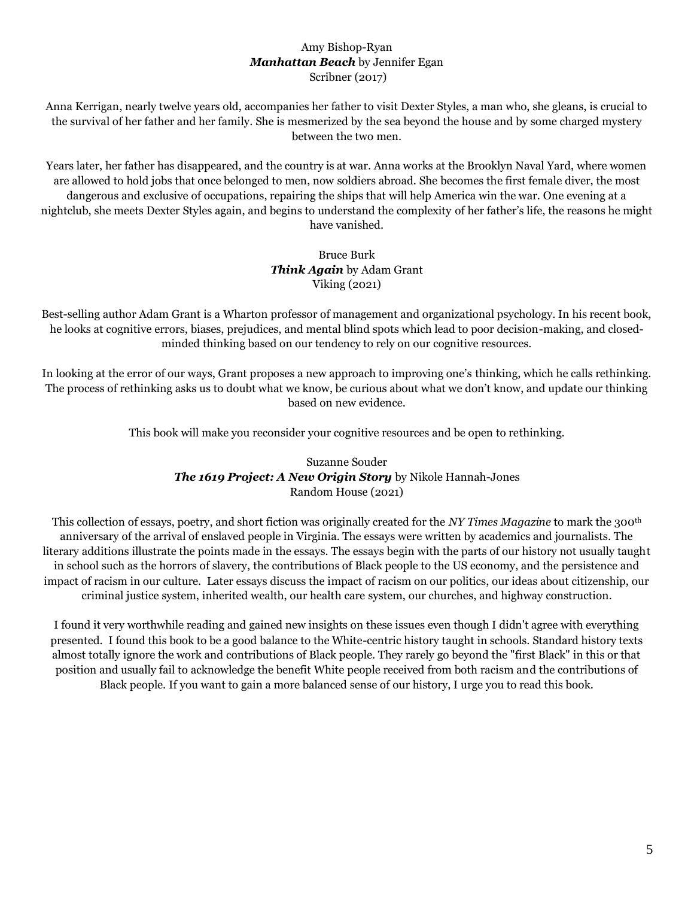Amy Bishop-Ryan

***Manhattan Beach*** by Jennifer Egan

Scribner (2017)

Anna Kerrigan, nearly twelve years old, accompanies her father to visit Dexter Styles, a man who, she gleans, is crucial to the survival of her father and her family. She is mesmerized by the sea beyond the house and by some charged mystery between the two men.

Years later, her father has disappeared, and the country is at war. Anna works at the Brooklyn Naval Yard, where women are allowed to hold jobs that once belonged to men, now soldiers abroad. She becomes the first female diver, the most dangerous and exclusive of occupations, repairing the ships that will help America win the war. One evening at a nightclub, she meets Dexter Styles again, and begins to understand the complexity of her father's life, the reasons he might have vanished.

Bruce Burk

***Think Again*** by Adam Grant

Viking (2021)

Best-selling author Adam Grant is a Wharton professor of management and organizational psychology. In his recent book, he looks at cognitive errors, biases, prejudices, and mental blind spots which lead to poor decision-making, and closed-minded thinking based on our tendency to rely on our cognitive resources.

In looking at the error of our ways, Grant proposes a new approach to improving one's thinking, which he calls rethinking. The process of rethinking asks us to doubt what we know, be curious about what we don't know, and update our thinking based on new evidence.

This book will make you reconsider your cognitive resources and be open to rethinking.

Suzanne Souder

***The 1619 Project: A New Origin Story*** by Nikole Hannah-Jones

Random House (2021)

This collection of essays, poetry, and short fiction was originally created for the *NY Times Magazine* to mark the 300th anniversary of the arrival of enslaved people in Virginia. The essays were written by academics and journalists. The literary additions illustrate the points made in the essays. The essays begin with the parts of our history not usually taught in school such as the horrors of slavery, the contributions of Black people to the US economy, and the persistence and impact of racism in our culture. Later essays discuss the impact of racism on our politics, our ideas about citizenship, our criminal justice system, inherited wealth, our health care system, our churches, and highway construction.

I found it very worthwhile reading and gained new insights on these issues even though I didn't agree with everything presented. I found this book to be a good balance to the White-centric history taught in schools. Standard history texts almost totally ignore the work and contributions of Black people. They rarely go beyond the "first Black" in this or that position and usually fail to acknowledge the benefit White people received from both racism and the contributions of Black people. If you want to gain a more balanced sense of our history, I urge you to read this book.